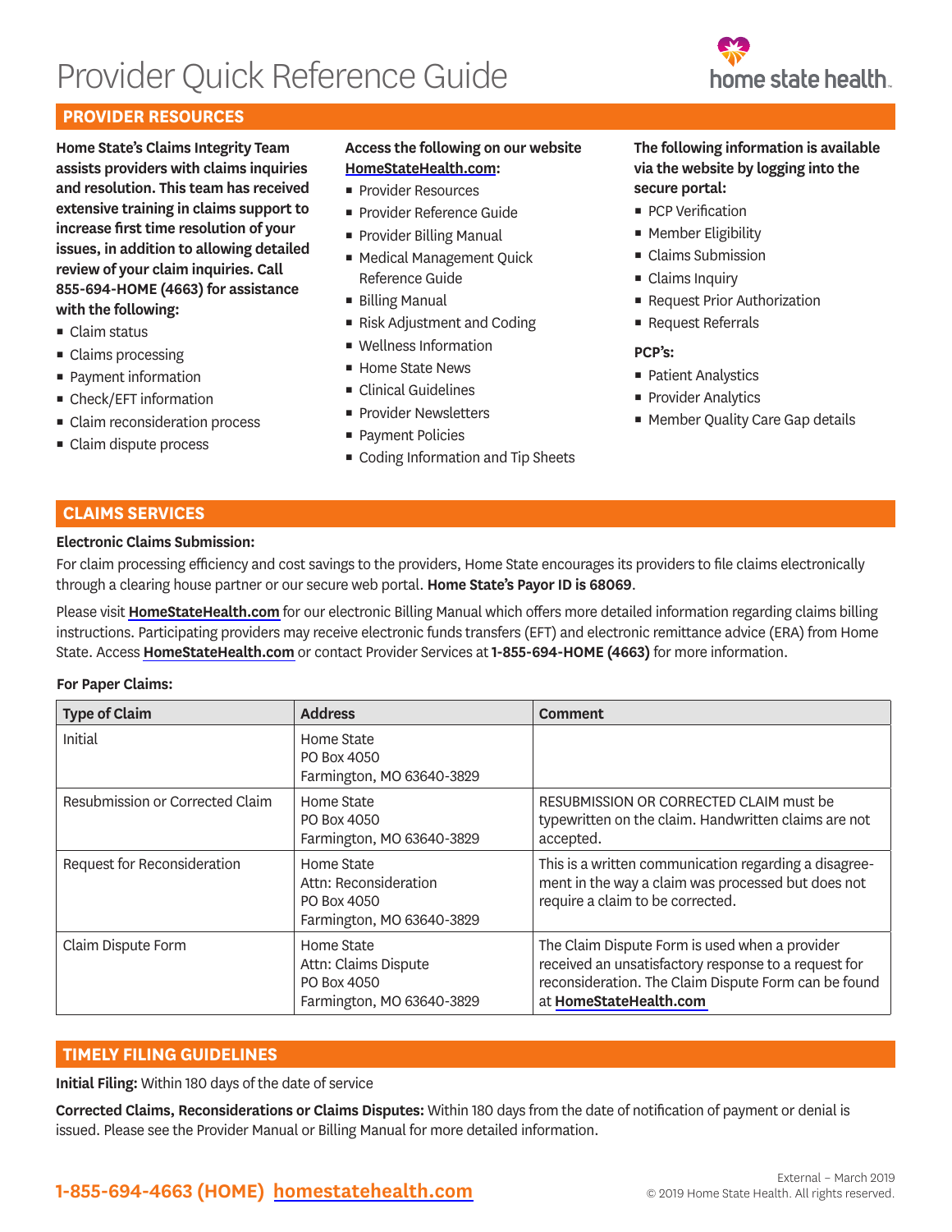# Provider Quick Reference Guide

## PROVIDER RESOURCES

**Home State's Claims Integrity Team assists providers with claims inquiries and resolution. This team has received extensive training in claims support to increase first time resolution of your issues, in addition to allowing detailed review of your claim inquiries. Call 855-694-HOME (4663) for assistance with the following:**

- Claim status
- Claims processing
- Payment information
- Check/EFT information
- Claim reconsideration process
- Claim dispute process

**Access the following on our website HomeStateHealth.com:**

- Provider Resources
- Provider Reference Guide
- Provider Billing Manual
- Medical Management Quick Reference Guide
- Billing Manual
- Risk Adjustment and Coding
- Wellness Information
- Home State News
- Clinical Guidelines
- Provider Newsletters
- Payment Policies
- Coding Information and Tip Sheets

**The following information is available via the website by logging into the secure portal:**

- PCP Verification
- Member Eligibility
- Claims Submission
- Claims Inquiry
- Request Prior Authorization
- Request Referrals

**PCP's:**

- Patient Analystics
- Provider Analytics
- Member Quality Care Gap details

## CLAIMS SERVICES

**Electronic Claims Submission:**

For claim processing efficiency and cost savings to the providers, Home State encourages its providers to file claims electronically through a clearing house partner or our secure web portal. **Home State's Payor ID is 68069**.

Please visit **HomeStateHealth.com** for our electronic Billing Manual which offers more detailed information regarding claims billing instructions. Participating providers may receive electronic funds transfers (EFT) and electronic remittance advice (ERA) from Home State. Access **HomeStateHealth.com** or contact Provider Services at **1-855-694-HOME (4663)** for more information.

**For Paper Claims:**

| Type of Claim | Address | Comment |
|---|---|---|
| Initial | Home State<br>PO Box 4050<br>Farmington, MO 63640-3829 | |
| Resubmission or Corrected Claim | Home State<br>PO Box 4050<br>Farmington, MO 63640-3829 | RESUBMISSION OR CORRECTED CLAIM must be typewritten on the claim. Handwritten claims are not accepted. |
| Request for Reconsideration | Home State<br>Attn: Reconsideration<br>PO Box 4050<br>Farmington, MO 63640-3829 | This is a written communication regarding a disagreement in the way a claim was processed but does not require a claim to be corrected. |
| Claim Dispute Form | Home State<br>Attn: Claims Dispute<br>PO Box 4050<br>Farmington, MO 63640-3829 | The Claim Dispute Form is used when a provider received an unsatisfactory response to a request for reconsideration. The Claim Dispute Form can be found at **HomeStateHealth.com** |

## TIMELY FILING GUIDELINES

**Initial Filing:** Within 180 days of the date of service

**Corrected Claims, Reconsiderations or Claims Disputes:** Within 180 days from the date of notification of payment or denial is issued. Please see the Provider Manual or Billing Manual for more detailed information.

**1-855-694-4663 (HOME) homestatehealth.com**

External – March 2019
© 2019 Home State Health. All rights reserved.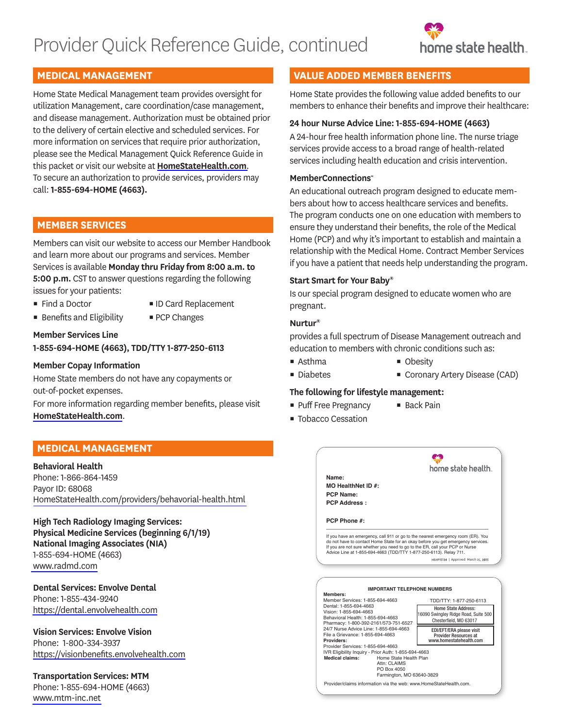# Provider Quick Reference Guide, continued

home state health

## MEDICAL MANAGEMENT

Home State Medical Management team provides oversight for utilization Management, care coordination/case management, and disease management. Authorization must be obtained prior to the delivery of certain elective and scheduled services. For more information on services that require prior authorization, please see the Medical Management Quick Reference Guide in this packet or visit our website at **HomeStateHealth.com**. To secure an authorization to provide services, providers may call: **1-855-694-HOME (4663).**

## MEMBER SERVICES

Members can visit our website to access our Member Handbook and learn more about our programs and services. Member Services is available **Monday thru Friday from 8:00 a.m. to 5:00 p.m.** CST to answer questions regarding the following issues for your patients:

- Find a Doctor
- Benefits and Eligibility
- ID Card Replacement
- PCP Changes

**Member Services Line**
**1-855-694-HOME (4663), TDD/TTY 1-877-250-6113**

**Member Copay Information**

Home State members do not have any copayments or out-of-pocket expenses.

For more information regarding member benefits, please visit **HomeStateHealth.com**.

## MEDICAL MANAGEMENT

**Behavioral Health**
Phone: 1-866-864-1459
Payor ID: 68068
HomeStateHealth.com/providers/behavorial-health.html

**High Tech Radiology Imaging Services:**
**Physical Medicine Services (beginning 6/1/19)**
**National Imaging Associates (NIA)**
1-855-694-HOME (4663)
www.radmd.com

**Dental Services: Envolve Dental**
Phone: 1-855-434-9240
https://dental.envolvehealth.com

**Vision Services: Envolve Vision**
Phone: 1-800-334-3937
https://visionbenefits.envolvehealth.com

**Transportation Services: MTM**
Phone: 1-855-694-HOME (4663)
www.mtm-inc.net

## VALUE ADDED MEMBER BENEFITS

Home State provides the following value added benefits to our members to enhance their benefits and improve their healthcare:

**24 hour Nurse Advice Line: 1-855-694-HOME (4663)**

A 24-hour free health information phone line. The nurse triage services provide access to a broad range of health-related services including health education and crisis intervention.

**MemberConnections™**

An educational outreach program designed to educate members about how to access healthcare services and benefits. The program conducts one on one education with members to ensure they understand their benefits, the role of the Medical Home (PCP) and why it's important to establish and maintain a relationship with the Medical Home. Contract Member Services if you have a patient that needs help understanding the program.

**Start Smart for Your Baby®**

Is our special program designed to educate women who are pregnant.

**Nurtur®**

provides a full spectrum of Disease Management outreach and education to members with chronic conditions such as:

- Asthma
- Diabetes
- Obesity
- Coronary Artery Disease (CAD)

**The following for lifestyle management:**

- Puff Free Pregnancy
- Tobacco Cessation
- Back Pain

home state health

**Name:**
**MO HealthNet ID #:**
**PCP Name:**
**PCP Address :**

**PCP Phone #:**

If you have an emergency, call 911 or go to the nearest emergency room (ER). You do not have to contact Home State for an okay before you get emergency services. If you are not sure whether you need to go to the ER, call your PCP or Nurse Advice Line at 1-855-694-4663 (TDD/TTY 1-877-250-6113). Relay 711.

HSHP15134 | Approved: March 25, 2015

**IMPORTANT TELEPHONE NUMBERS**

**Members:**
Member Services: 1-855-694-4663 TDD/TTY: 1-877-250-6113
Dental: 1-855-694-4663
Vision: 1-855-694-4663
Behavioral Health: 1-855-694-4663
Pharmacy: 1-800-392-2161/573-751-6527
24/7 Nurse Advice Line: 1-855-694-4663
File a Grievance: 1-855-694-4663

**Providers:**
Provider Services: 1-855-694-4663
IVR Eligibility Inquiry - Prior Auth: 1-855-694-4663

**Medical claims:** Home State Health Plan
Attn: CLAIMS
PO Box 4050
Farmington, MO 63640-3829

Home State Address:
16090 Swingley Ridge Road, Suite 500
Chesterfield, MO 63017

EDI/EFT/ERA please visit Provider Resources at www.homestatehealth.com

Provider/claims information via the web: www.HomeStateHealth.com.